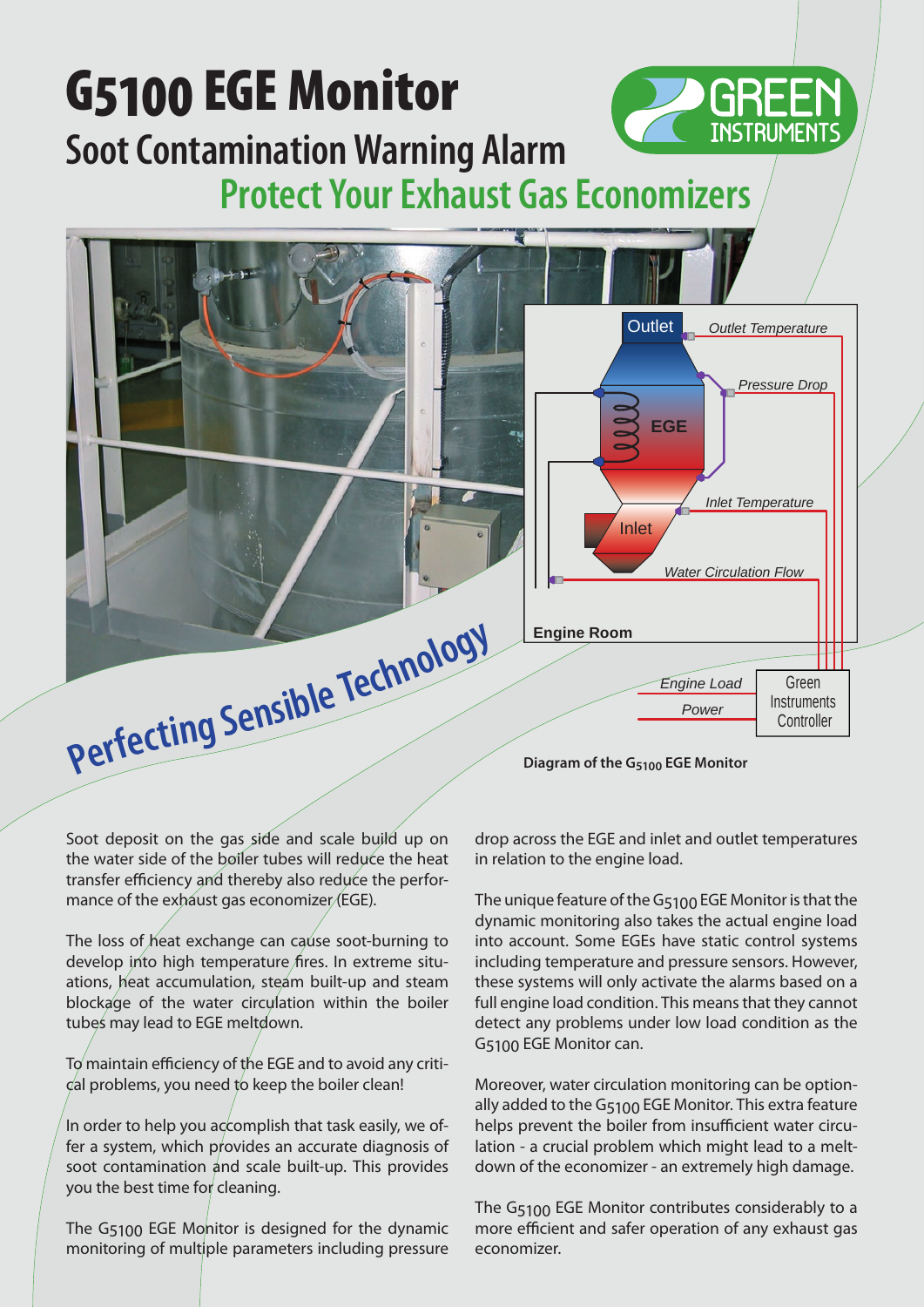# G5100 EGE Monitor

## Soot Contamination Warning Alarm

## Protect Your Exhaust Gas Economizers

Perfecting Sensible Technology

Outlet · Outlet Temperature · Pressure Drop · EGE · Inlet Temperature · Inlet · Water Circulation Flow · Engine Room · Engine Load · Power · Green Instruments Controller

**Diagram of the $G_{5100}$ EGE Monitor**

Soot deposit on the gas side and scale build up on the water side of the boiler tubes will reduce the heat transfer efficiency and thereby also reduce the performance of the exhaust gas economizer (EGE).

The loss of heat exchange can cause soot-burning to develop into high temperature fires. In extreme situations, heat accumulation, steam built-up and steam blockage of the water circulation within the boiler tubes may lead to EGE meltdown.

To maintain efficiency of the EGE and to avoid any critical problems, you need to keep the boiler clean!

In order to help you accomplish that task easily, we offer a system, which provides an accurate diagnosis of soot contamination and scale built-up. This provides you the best time for cleaning.

The G5100 EGE Monitor is designed for the dynamic monitoring of multiple parameters including pressure drop across the EGE and inlet and outlet temperatures in relation to the engine load.

The unique feature of the G5100 EGE Monitor is that the dynamic monitoring also takes the actual engine load into account. Some EGEs have static control systems including temperature and pressure sensors. However, these systems will only activate the alarms based on a full engine load condition. This means that they cannot detect any problems under low load condition as the G5100 EGE Monitor can.

Moreover, water circulation monitoring can be optionally added to the G5100 EGE Monitor. This extra feature helps prevent the boiler from insufficient water circulation - a crucial problem which might lead to a meltdown of the economizer - an extremely high damage.

The G5100 EGE Monitor contributes considerably to a more efficient and safer operation of any exhaust gas economizer.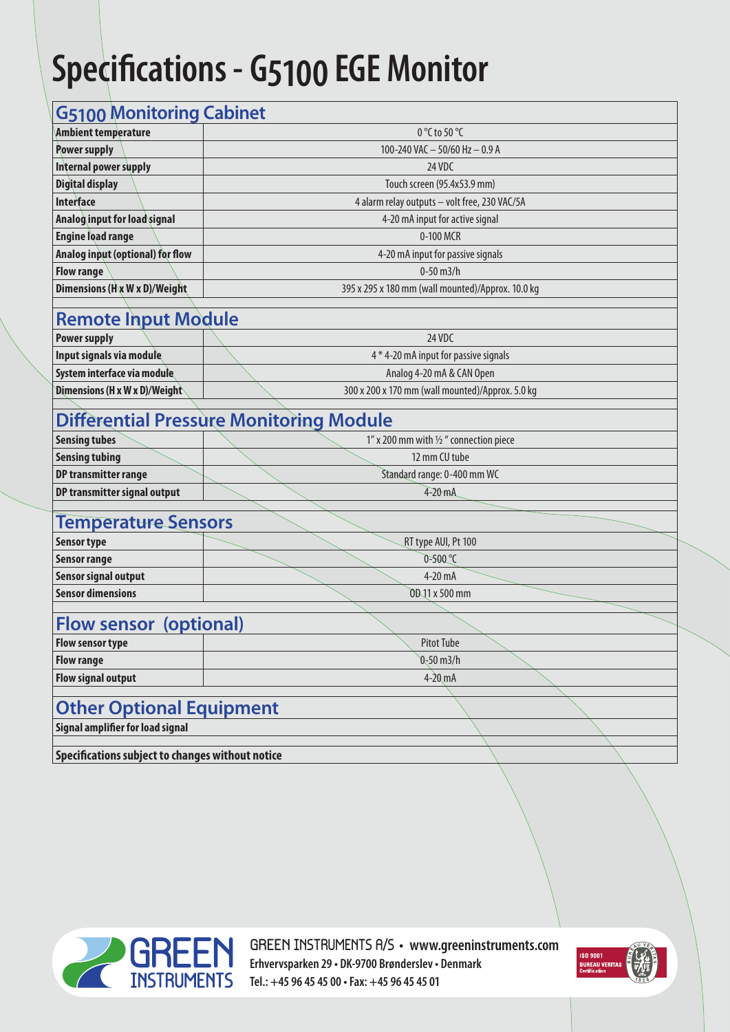# Specifications - G5100 EGE Monitor

## G5100 Monitoring Cabinet

| | |
|---|---|
| **Ambient temperature** | 0 °C to 50 °C |
| **Power supply** | 100-240 VAC – 50/60 Hz – 0.9 A |
| **Internal power supply** | 24 VDC |
| **Digital display** | Touch screen (95.4x53.9 mm) |
| **Interface** | 4 alarm relay outputs – volt free, 230 VAC/5A |
| **Analog input for load signal** | 4-20 mA input for active signal |
| **Engine load range** | 0-100 MCR |
| **Analog input (optional) for flow** | 4-20 mA input for passive signals |
| **Flow range** | 0-50 m3/h |
| **Dimensions (H x W x D)/Weight** | 395 x 295 x 180 mm (wall mounted)/Approx. 10.0 kg |

## Remote Input Module

| | |
|---|---|
| **Power supply** | 24 VDC |
| **Input signals via module** | 4 * 4-20 mA input for passive signals |
| **System interface via module** | Analog 4-20 mA & CAN Open |
| **Dimensions (H x W x D)/Weight** | 300 x 200 x 170 mm (wall mounted)/Approx. 5.0 kg |

## Differential Pressure Monitoring Module

| | |
|---|---|
| **Sensing tubes** | 1" x 200 mm with ½ " connection piece |
| **Sensing tubing** | 12 mm CU tube |
| **DP transmitter range** | Standard range: 0-400 mm WC |
| **DP transmitter signal output** | 4-20 mA |

## Temperature Sensors

| | |
|---|---|
| **Sensor type** | RT type AUI, Pt 100 |
| **Sensor range** | 0-500 °C |
| **Sensor signal output** | 4-20 mA |
| **Sensor dimensions** | OD 11 x 500 mm |

## Flow sensor (optional)

| | |
|---|---|
| **Flow sensor type** | Pitot Tube |
| **Flow range** | 0-50 m3/h |
| **Flow signal output** | 4-20 mA |

## Other Optional Equipment

**Signal amplifier for load signal**

**Specifications subject to changes without notice**

GREEN INSTRUMENTS A/S • www.greeninstruments.com
Erhvervsparken 29 • DK-9700 Brønderslev • Denmark
Tel.: +45 96 45 45 00 • Fax: +45 96 45 45 01

ISO 9001 BUREAU VERITAS Certification